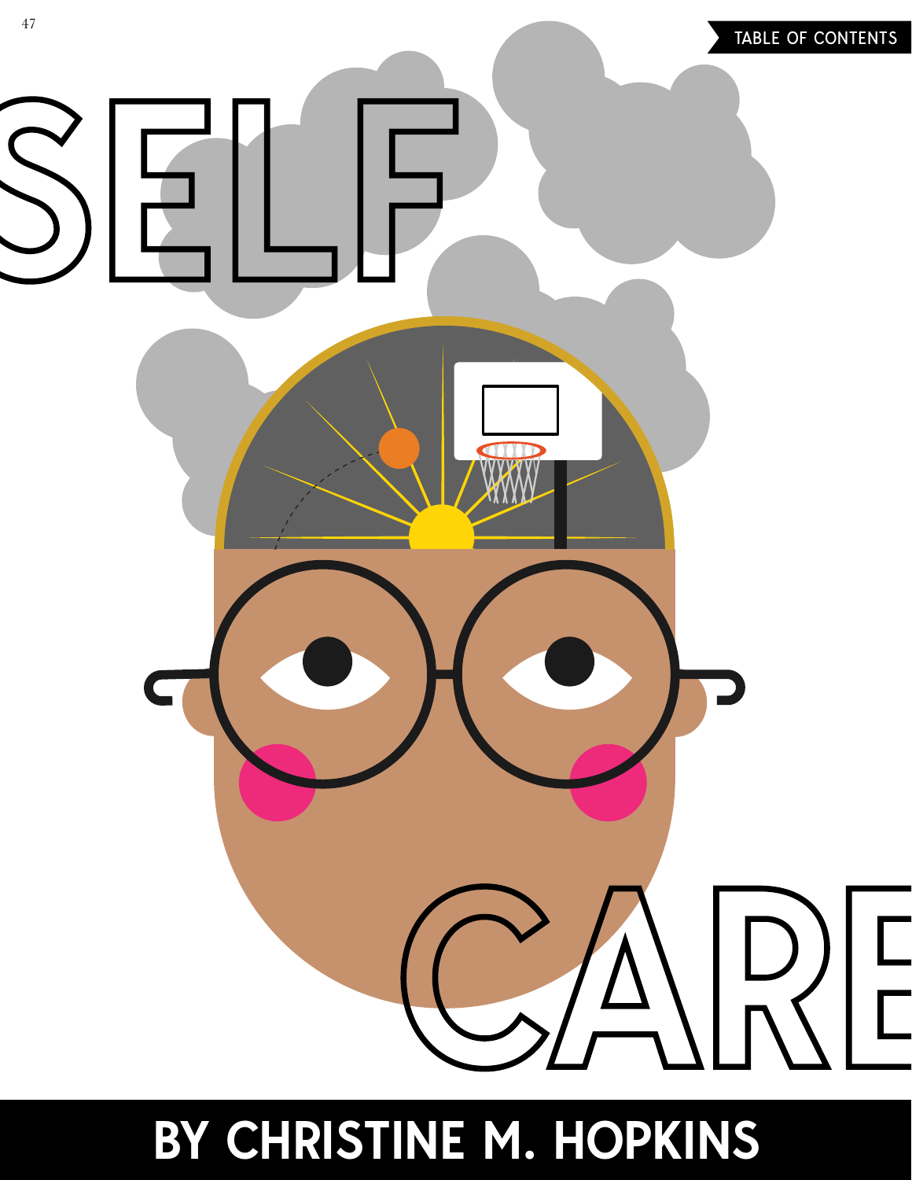# SELF CARE

## BY CHRISTINE M. HOPKINS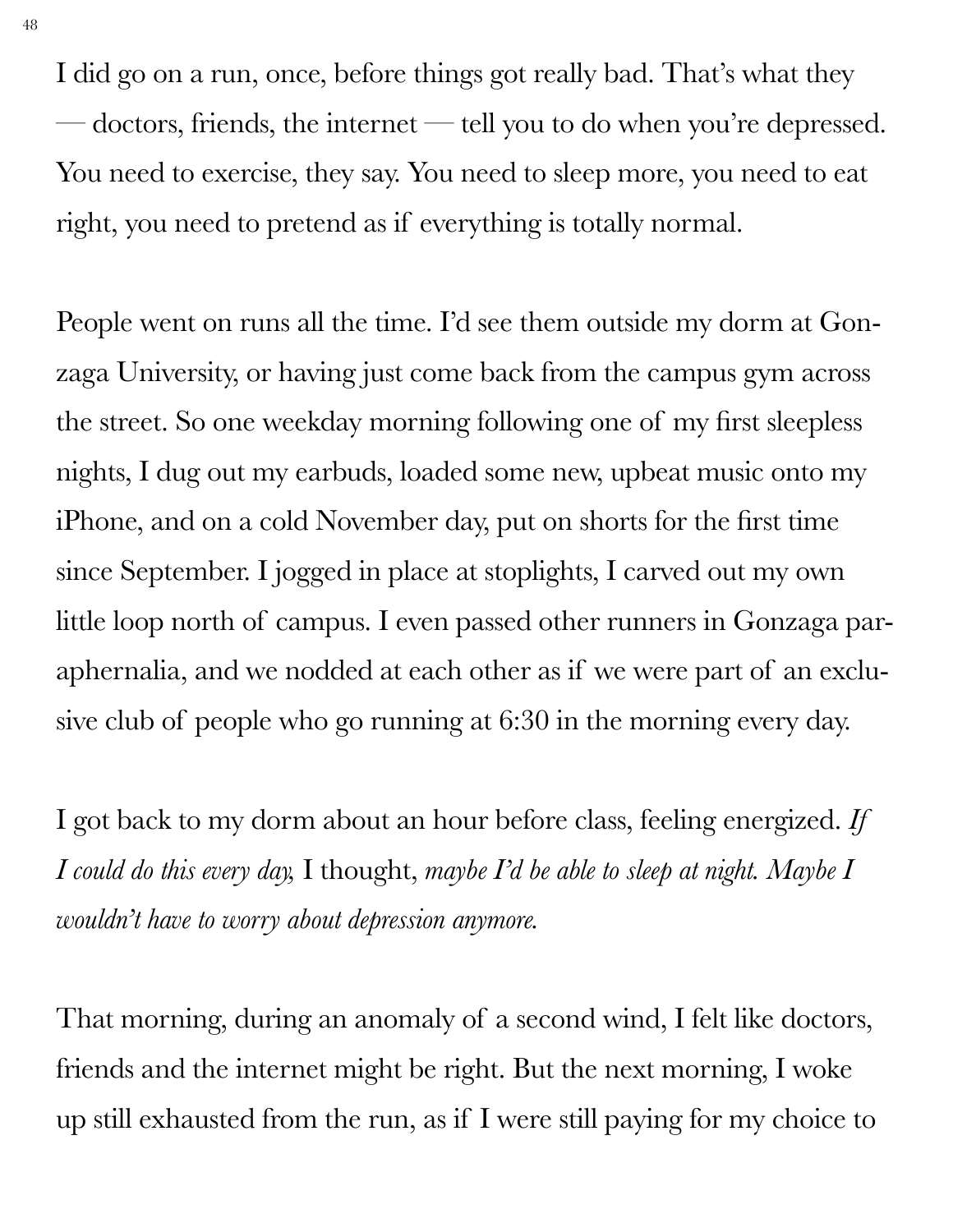I did go on a run, once, before things got really bad. That's what they — doctors, friends, the internet — tell you to do when you're depressed. You need to exercise, they say. You need to sleep more, you need to eat right, you need to pretend as if everything is totally normal.

People went on runs all the time. I'd see them outside my dorm at Gonzaga University, or having just come back from the campus gym across the street. So one weekday morning following one of my first sleepless nights, I dug out my earbuds, loaded some new, upbeat music onto my iPhone, and on a cold November day, put on shorts for the first time since September. I jogged in place at stoplights, I carved out my own little loop north of campus. I even passed other runners in Gonzaga paraphernalia, and we nodded at each other as if we were part of an exclusive club of people who go running at 6:30 in the morning every day.

I got back to my dorm about an hour before class, feeling energized. *If I could do this every day,* I thought, *maybe I'd be able to sleep at night. Maybe I wouldn't have to worry about depression anymore.*

That morning, during an anomaly of a second wind, I felt like doctors, friends and the internet might be right. But the next morning, I woke up still exhausted from the run, as if I were still paying for my choice to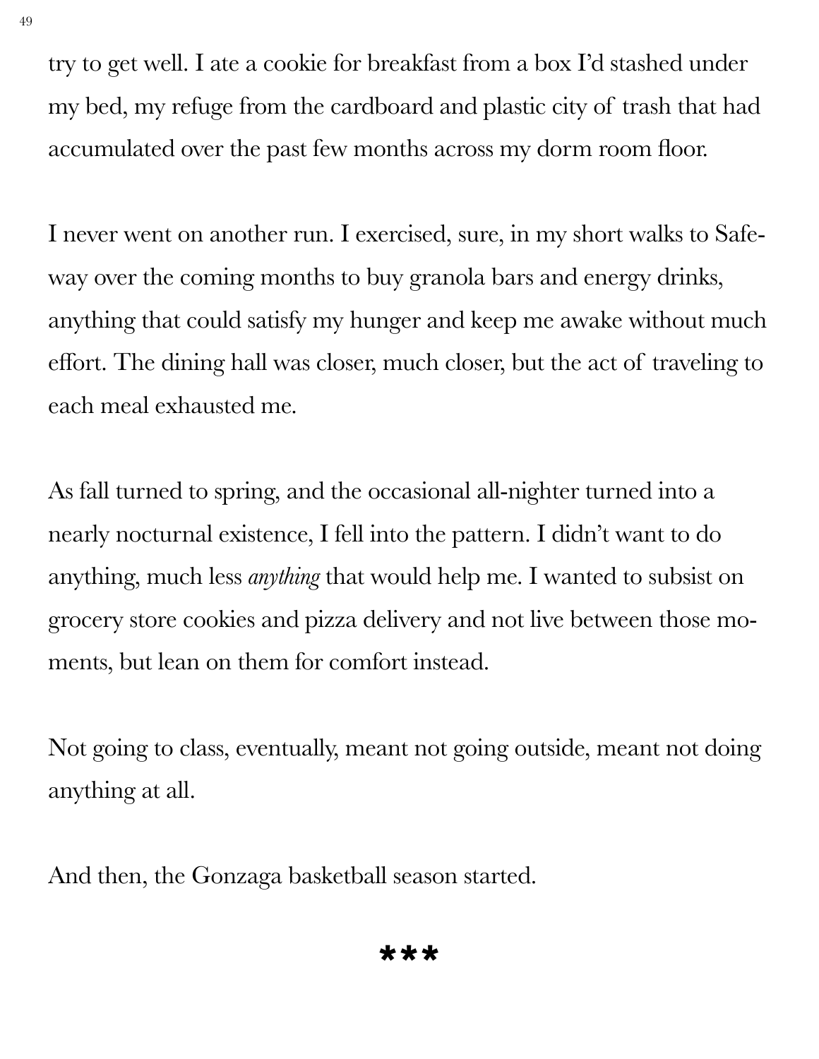try to get well. I ate a cookie for breakfast from a box I'd stashed under my bed, my refuge from the cardboard and plastic city of trash that had accumulated over the past few months across my dorm room floor.

I never went on another run. I exercised, sure, in my short walks to Safeway over the coming months to buy granola bars and energy drinks, anything that could satisfy my hunger and keep me awake without much effort. The dining hall was closer, much closer, but the act of traveling to each meal exhausted me.

As fall turned to spring, and the occasional all-nighter turned into a nearly nocturnal existence, I fell into the pattern. I didn't want to do anything, much less *anything* that would help me. I wanted to subsist on grocery store cookies and pizza delivery and not live between those moments, but lean on them for comfort instead.

Not going to class, eventually, meant not going outside, meant not doing anything at all.

And then, the Gonzaga basketball season started.

***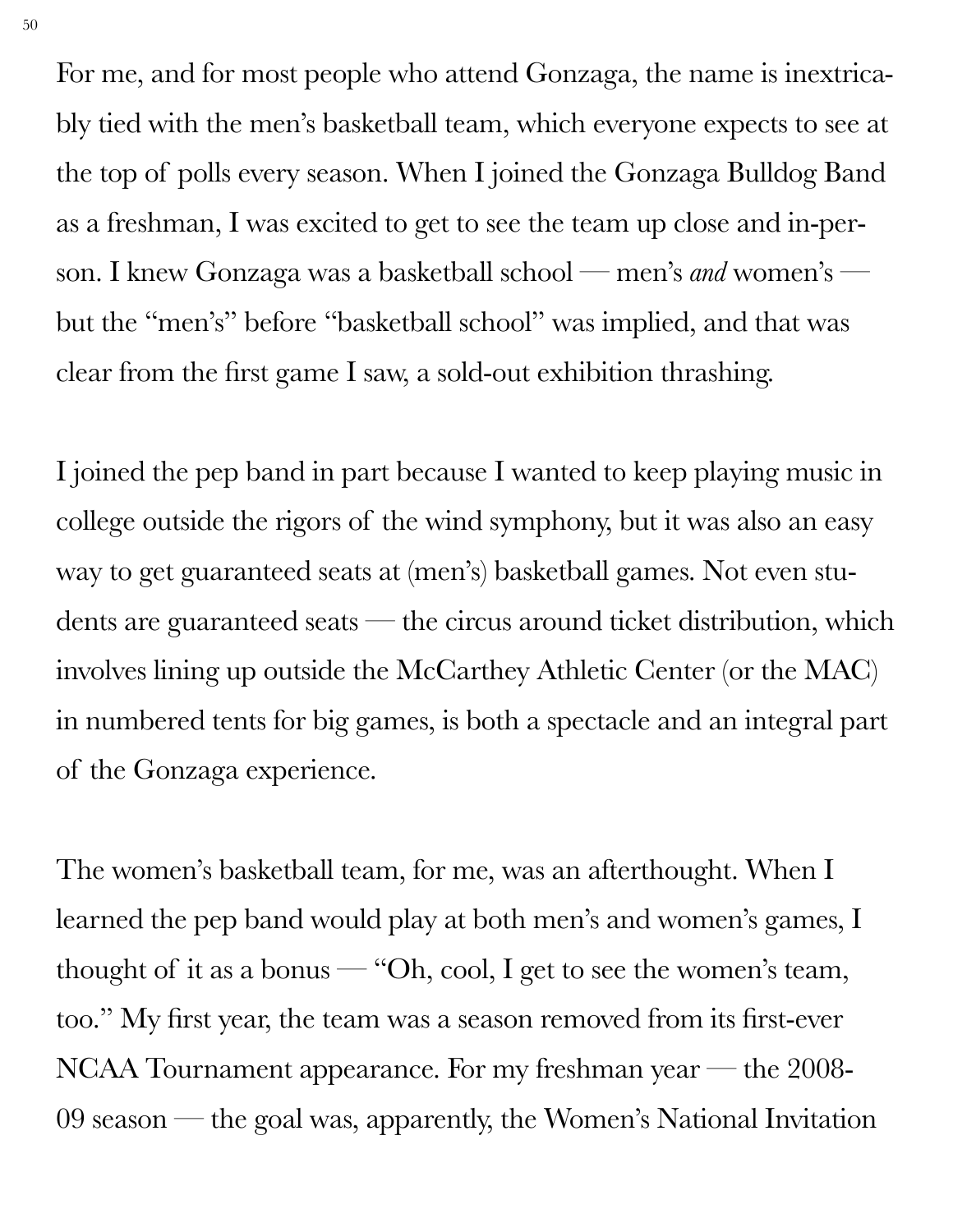For me, and for most people who attend Gonzaga, the name is inextricably tied with the men's basketball team, which everyone expects to see at the top of polls every season. When I joined the Gonzaga Bulldog Band as a freshman, I was excited to get to see the team up close and in-person. I knew Gonzaga was a basketball school — men's *and* women's — but the "men's" before "basketball school" was implied, and that was clear from the first game I saw, a sold-out exhibition thrashing.

I joined the pep band in part because I wanted to keep playing music in college outside the rigors of the wind symphony, but it was also an easy way to get guaranteed seats at (men's) basketball games. Not even students are guaranteed seats — the circus around ticket distribution, which involves lining up outside the McCarthey Athletic Center (or the MAC) in numbered tents for big games, is both a spectacle and an integral part of the Gonzaga experience.

The women's basketball team, for me, was an afterthought. When I learned the pep band would play at both men's and women's games, I thought of it as a bonus — "Oh, cool, I get to see the women's team, too." My first year, the team was a season removed from its first-ever NCAA Tournament appearance. For my freshman year — the 2008-09 season — the goal was, apparently, the Women's National Invitation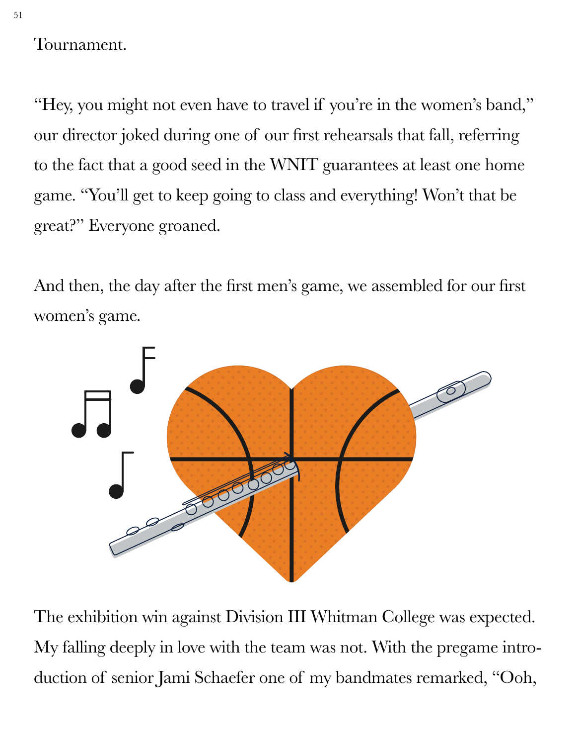Tournament.

"Hey, you might not even have to travel if you're in the women's band," our director joked during one of our first rehearsals that fall, referring to the fact that a good seed in the WNIT guarantees at least one home game. "You'll get to keep going to class and everything! Won't that be great?" Everyone groaned.

And then, the day after the first men's game, we assembled for our first women's game.

The exhibition win against Division III Whitman College was expected. My falling deeply in love with the team was not. With the pregame introduction of senior Jami Schaefer one of my bandmates remarked, "Ooh,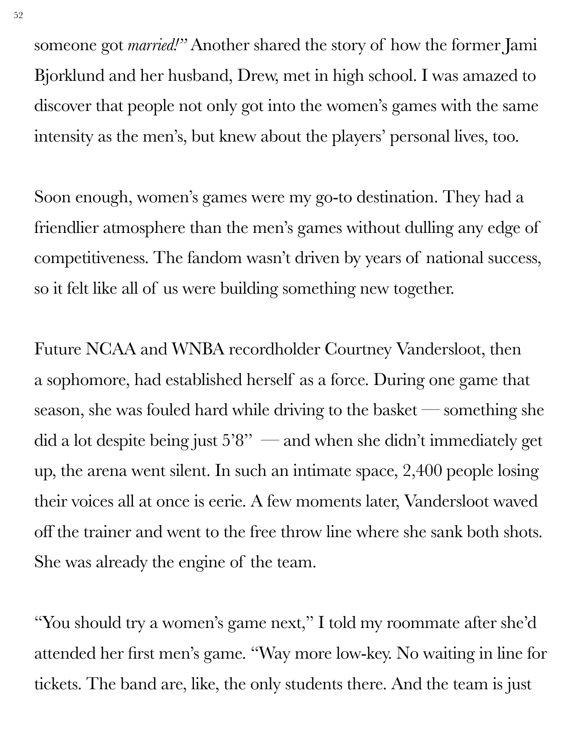someone got *married!*" Another shared the story of how the former Jami Bjorklund and her husband, Drew, met in high school. I was amazed to discover that people not only got into the women's games with the same intensity as the men's, but knew about the players' personal lives, too.

Soon enough, women's games were my go-to destination. They had a friendlier atmosphere than the men's games without dulling any edge of competitiveness. The fandom wasn't driven by years of national success, so it felt like all of us were building something new together.

Future NCAA and WNBA recordholder Courtney Vandersloot, then a sophomore, had established herself as a force. During one game that season, she was fouled hard while driving to the basket — something she did a lot despite being just 5'8" — and when she didn't immediately get up, the arena went silent. In such an intimate space, 2,400 people losing their voices all at once is eerie. A few moments later, Vandersloot waved off the trainer and went to the free throw line where she sank both shots. She was already the engine of the team.

"You should try a women's game next," I told my roommate after she'd attended her first men's game. "Way more low-key. No waiting in line for tickets. The band are, like, the only students there. And the team is just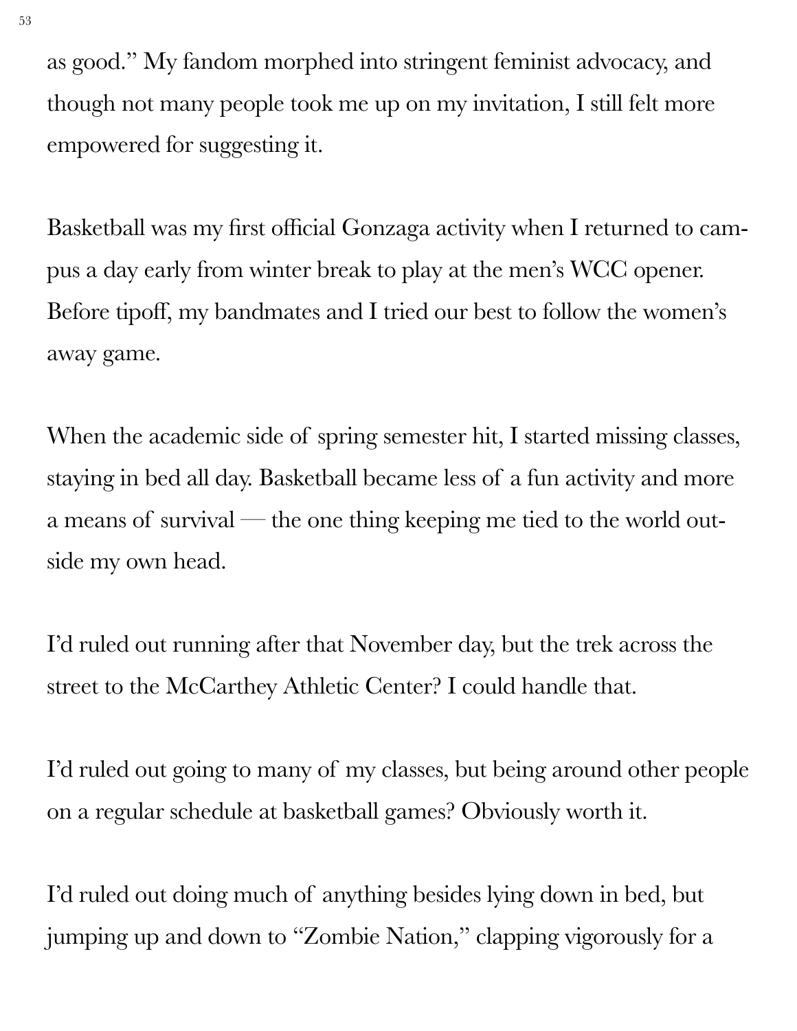as good." My fandom morphed into stringent feminist advocacy, and though not many people took me up on my invitation, I still felt more empowered for suggesting it.

Basketball was my first official Gonzaga activity when I returned to campus a day early from winter break to play at the men's WCC opener. Before tipoff, my bandmates and I tried our best to follow the women's away game.

When the academic side of spring semester hit, I started missing classes, staying in bed all day. Basketball became less of a fun activity and more a means of survival — the one thing keeping me tied to the world outside my own head.

I'd ruled out running after that November day, but the trek across the street to the McCarthey Athletic Center? I could handle that.

I'd ruled out going to many of my classes, but being around other people on a regular schedule at basketball games? Obviously worth it.

I'd ruled out doing much of anything besides lying down in bed, but jumping up and down to "Zombie Nation," clapping vigorously for a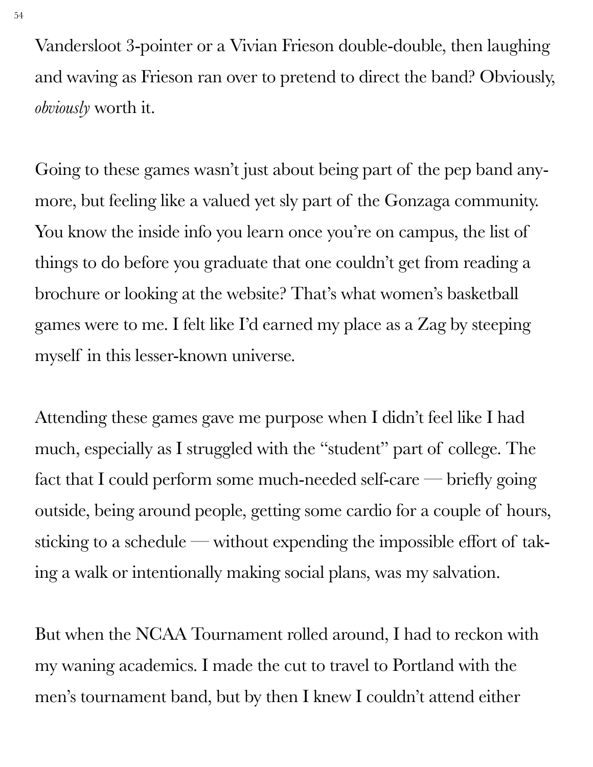Vandersloot 3-pointer or a Vivian Frieson double-double, then laughing and waving as Frieson ran over to pretend to direct the band? Obviously, *obviously* worth it.

Going to these games wasn't just about being part of the pep band anymore, but feeling like a valued yet sly part of the Gonzaga community. You know the inside info you learn once you're on campus, the list of things to do before you graduate that one couldn't get from reading a brochure or looking at the website? That's what women's basketball games were to me. I felt like I'd earned my place as a Zag by steeping myself in this lesser-known universe.

Attending these games gave me purpose when I didn't feel like I had much, especially as I struggled with the "student" part of college. The fact that I could perform some much-needed self-care — briefly going outside, being around people, getting some cardio for a couple of hours, sticking to a schedule — without expending the impossible effort of taking a walk or intentionally making social plans, was my salvation.

But when the NCAA Tournament rolled around, I had to reckon with my waning academics. I made the cut to travel to Portland with the men's tournament band, but by then I knew I couldn't attend either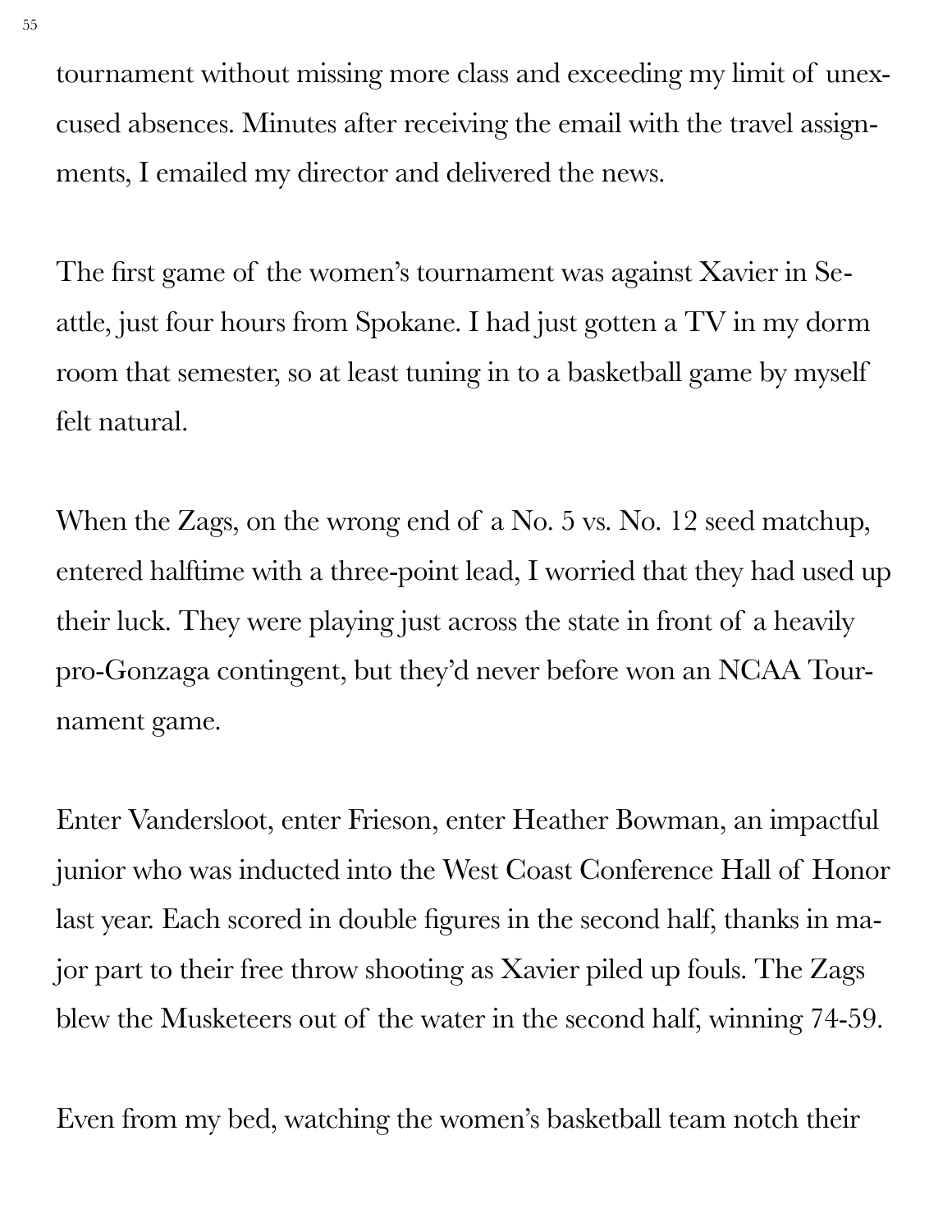tournament without missing more class and exceeding my limit of unexcused absences. Minutes after receiving the email with the travel assignments, I emailed my director and delivered the news.

The first game of the women's tournament was against Xavier in Seattle, just four hours from Spokane. I had just gotten a TV in my dorm room that semester, so at least tuning in to a basketball game by myself felt natural.

When the Zags, on the wrong end of a No. 5 vs. No. 12 seed matchup, entered halftime with a three-point lead, I worried that they had used up their luck. They were playing just across the state in front of a heavily pro-Gonzaga contingent, but they'd never before won an NCAA Tournament game.

Enter Vandersloot, enter Frieson, enter Heather Bowman, an impactful junior who was inducted into the West Coast Conference Hall of Honor last year. Each scored in double figures in the second half, thanks in major part to their free throw shooting as Xavier piled up fouls. The Zags blew the Musketeers out of the water in the second half, winning 74-59.

Even from my bed, watching the women's basketball team notch their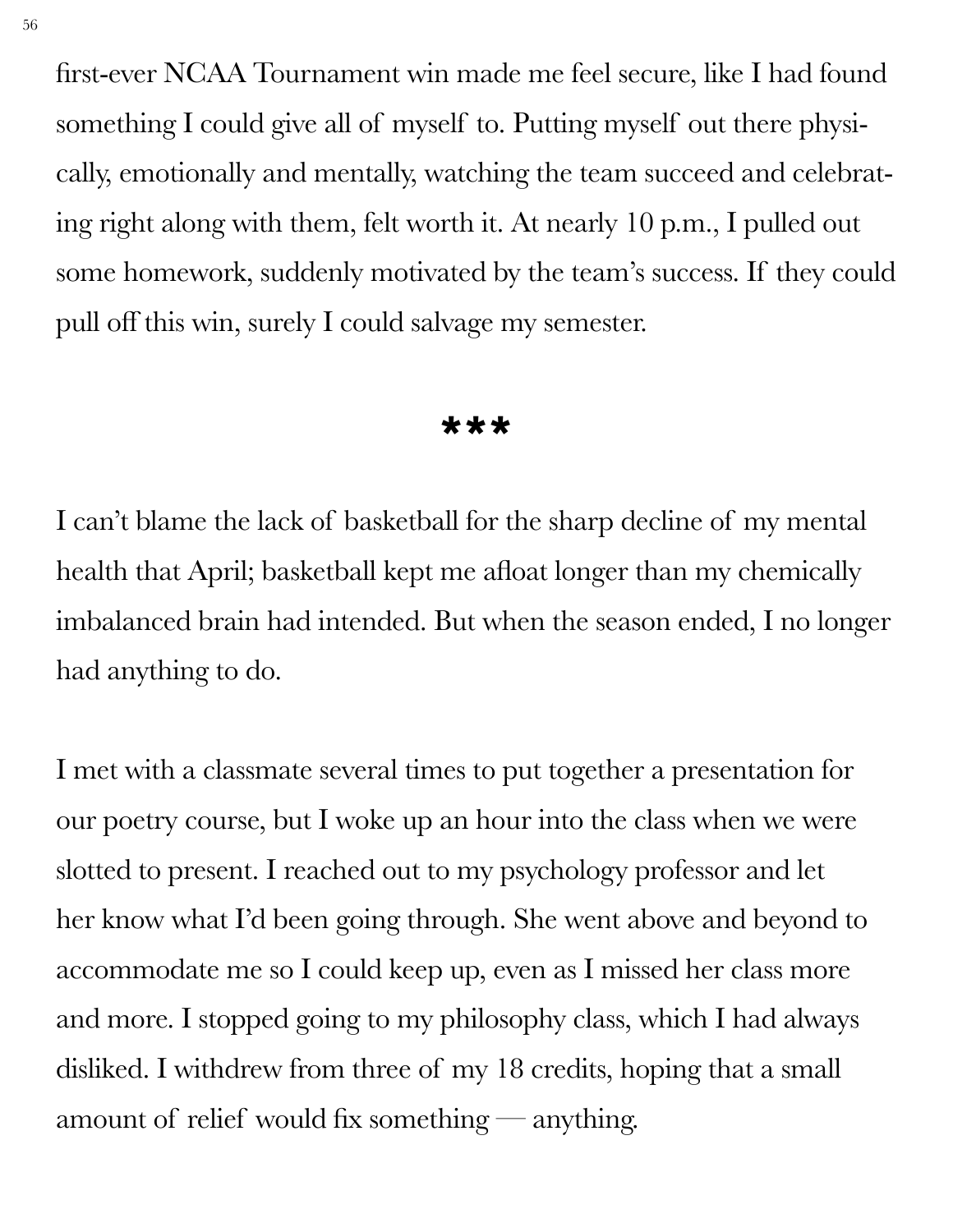first-ever NCAA Tournament win made me feel secure, like I had found something I could give all of myself to. Putting myself out there physically, emotionally and mentally, watching the team succeed and celebrating right along with them, felt worth it. At nearly 10 p.m., I pulled out some homework, suddenly motivated by the team's success. If they could pull off this win, surely I could salvage my semester.

***

I can't blame the lack of basketball for the sharp decline of my mental health that April; basketball kept me afloat longer than my chemically imbalanced brain had intended. But when the season ended, I no longer had anything to do.

I met with a classmate several times to put together a presentation for our poetry course, but I woke up an hour into the class when we were slotted to present. I reached out to my psychology professor and let her know what I'd been going through. She went above and beyond to accommodate me so I could keep up, even as I missed her class more and more. I stopped going to my philosophy class, which I had always disliked. I withdrew from three of my 18 credits, hoping that a small amount of relief would fix something — anything.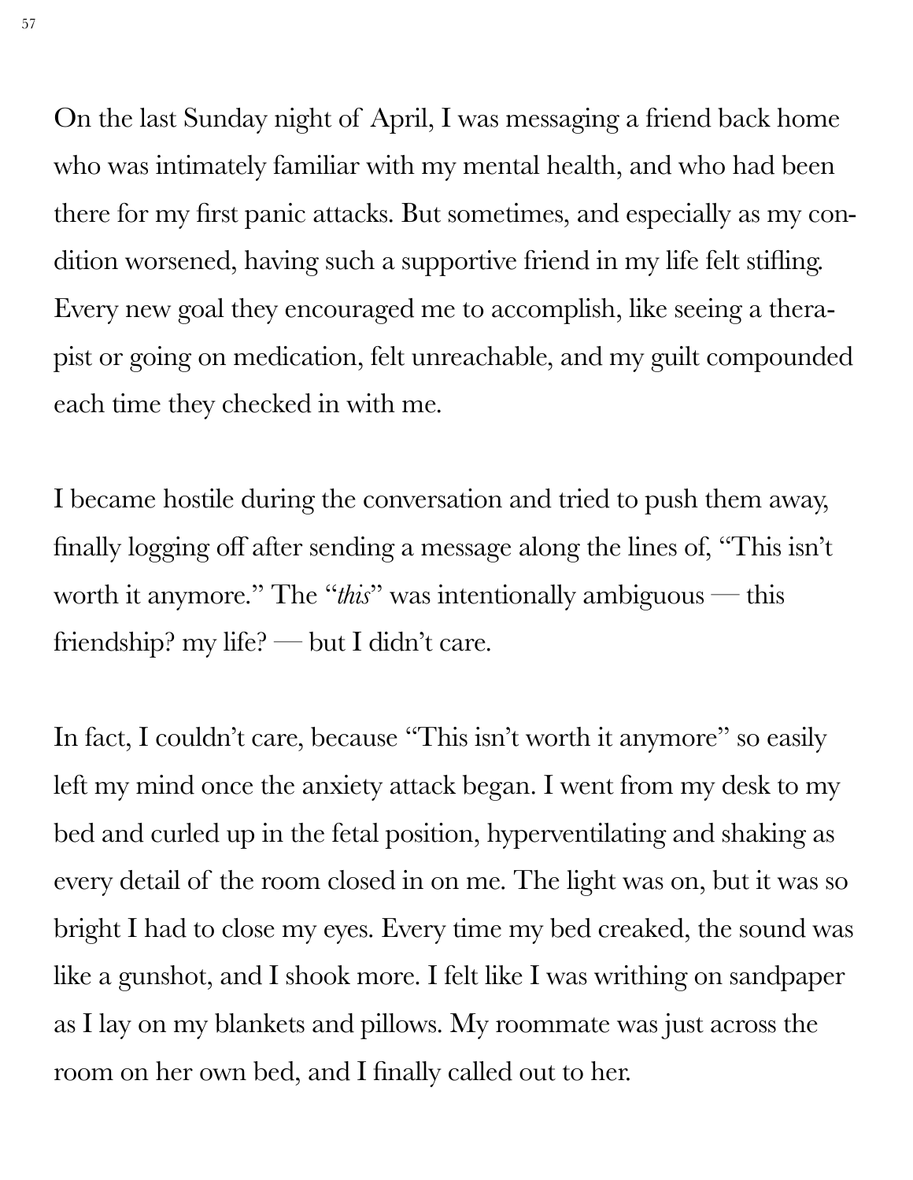On the last Sunday night of April, I was messaging a friend back home who was intimately familiar with my mental health, and who had been there for my first panic attacks. But sometimes, and especially as my condition worsened, having such a supportive friend in my life felt stifling. Every new goal they encouraged me to accomplish, like seeing a therapist or going on medication, felt unreachable, and my guilt compounded each time they checked in with me.

I became hostile during the conversation and tried to push them away, finally logging off after sending a message along the lines of, "This isn't worth it anymore." The "*this*" was intentionally ambiguous — this friendship? my life? — but I didn't care.

In fact, I couldn't care, because "This isn't worth it anymore" so easily left my mind once the anxiety attack began. I went from my desk to my bed and curled up in the fetal position, hyperventilating and shaking as every detail of the room closed in on me. The light was on, but it was so bright I had to close my eyes. Every time my bed creaked, the sound was like a gunshot, and I shook more. I felt like I was writhing on sandpaper as I lay on my blankets and pillows. My roommate was just across the room on her own bed, and I finally called out to her.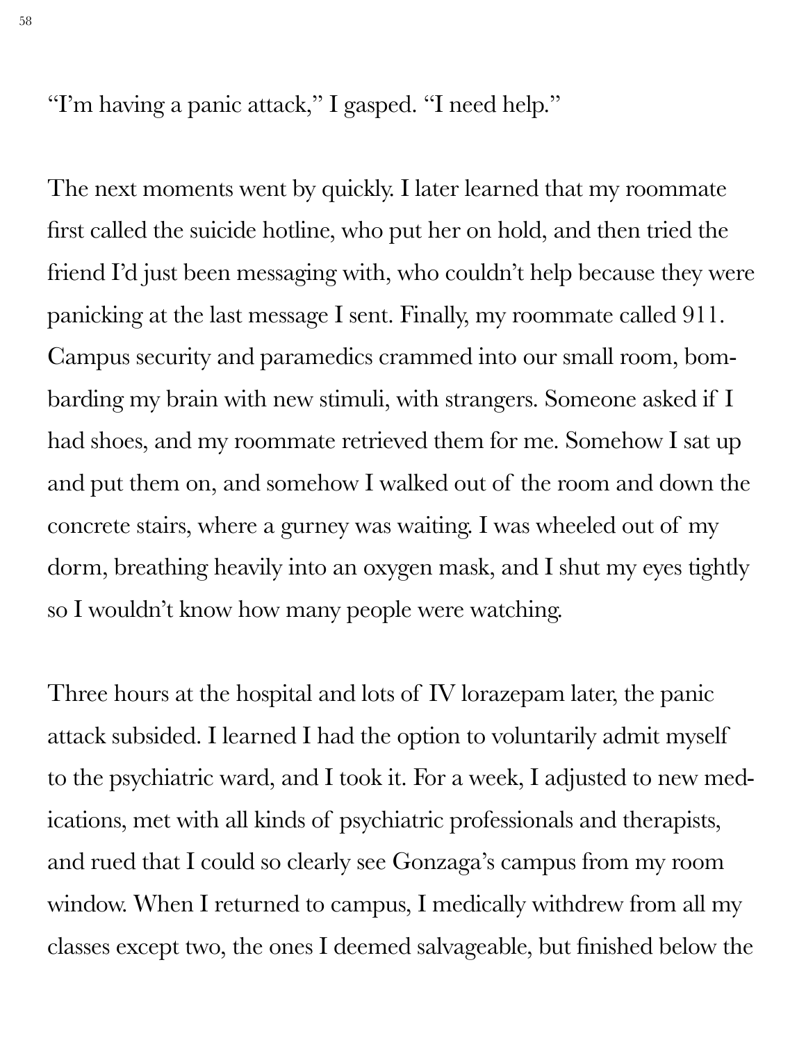"I'm having a panic attack," I gasped. "I need help."

The next moments went by quickly. I later learned that my roommate first called the suicide hotline, who put her on hold, and then tried the friend I'd just been messaging with, who couldn't help because they were panicking at the last message I sent. Finally, my roommate called 911. Campus security and paramedics crammed into our small room, bombarding my brain with new stimuli, with strangers. Someone asked if I had shoes, and my roommate retrieved them for me. Somehow I sat up and put them on, and somehow I walked out of the room and down the concrete stairs, where a gurney was waiting. I was wheeled out of my dorm, breathing heavily into an oxygen mask, and I shut my eyes tightly so I wouldn't know how many people were watching.

Three hours at the hospital and lots of IV lorazepam later, the panic attack subsided. I learned I had the option to voluntarily admit myself to the psychiatric ward, and I took it. For a week, I adjusted to new medications, met with all kinds of psychiatric professionals and therapists, and rued that I could so clearly see Gonzaga's campus from my room window. When I returned to campus, I medically withdrew from all my classes except two, the ones I deemed salvageable, but finished below the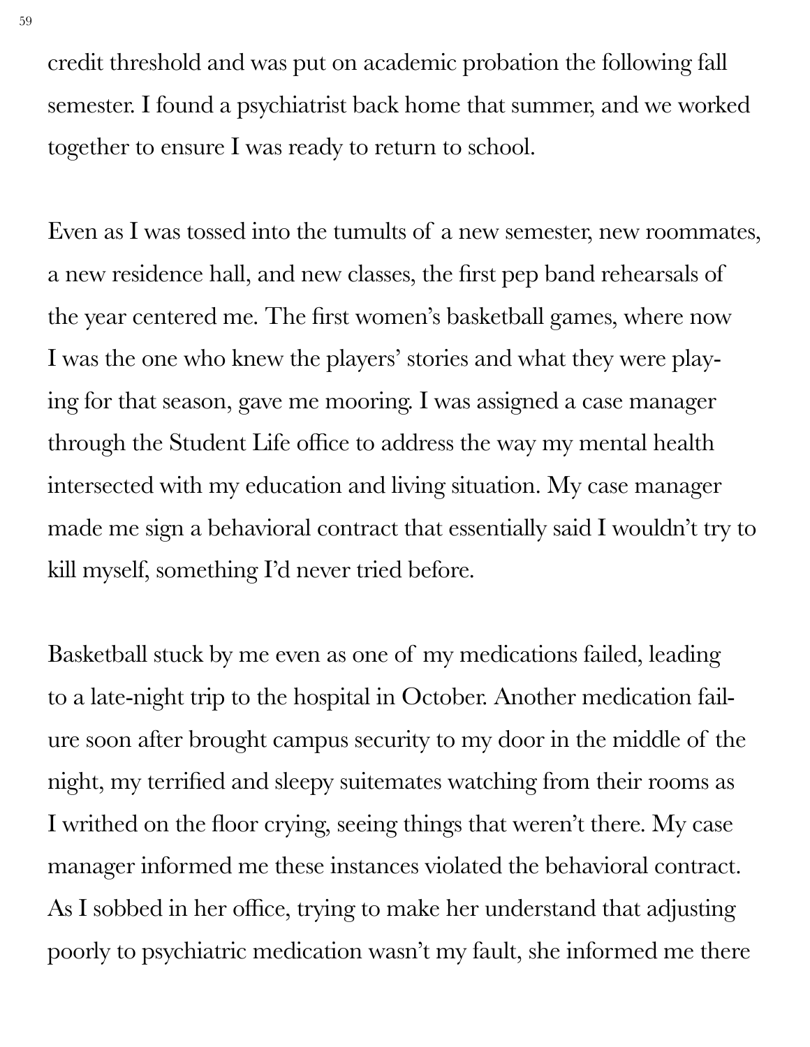credit threshold and was put on academic probation the following fall semester. I found a psychiatrist back home that summer, and we worked together to ensure I was ready to return to school.

Even as I was tossed into the tumults of a new semester, new roommates, a new residence hall, and new classes, the first pep band rehearsals of the year centered me. The first women's basketball games, where now I was the one who knew the players' stories and what they were playing for that season, gave me mooring. I was assigned a case manager through the Student Life office to address the way my mental health intersected with my education and living situation. My case manager made me sign a behavioral contract that essentially said I wouldn't try to kill myself, something I'd never tried before.

Basketball stuck by me even as one of my medications failed, leading to a late-night trip to the hospital in October. Another medication failure soon after brought campus security to my door in the middle of the night, my terrified and sleepy suitemates watching from their rooms as I writhed on the floor crying, seeing things that weren't there. My case manager informed me these instances violated the behavioral contract. As I sobbed in her office, trying to make her understand that adjusting poorly to psychiatric medication wasn't my fault, she informed me there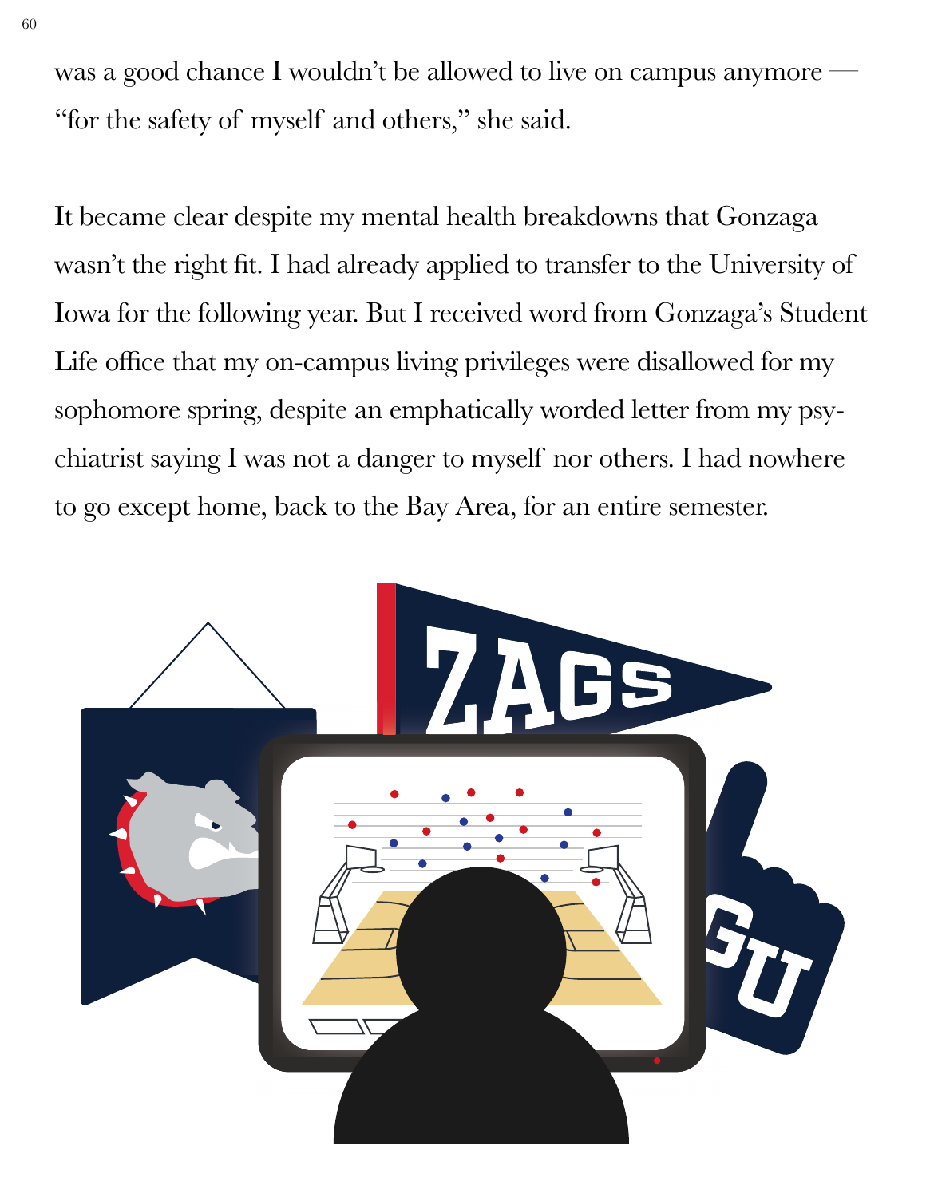was a good chance I wouldn't be allowed to live on campus anymore — "for the safety of myself and others," she said.

It became clear despite my mental health breakdowns that Gonzaga wasn't the right fit. I had already applied to transfer to the University of Iowa for the following year. But I received word from Gonzaga's Student Life office that my on-campus living privileges were disallowed for my sophomore spring, despite an emphatically worded letter from my psychiatrist saying I was not a danger to myself nor others. I had nowhere to go except home, back to the Bay Area, for an entire semester.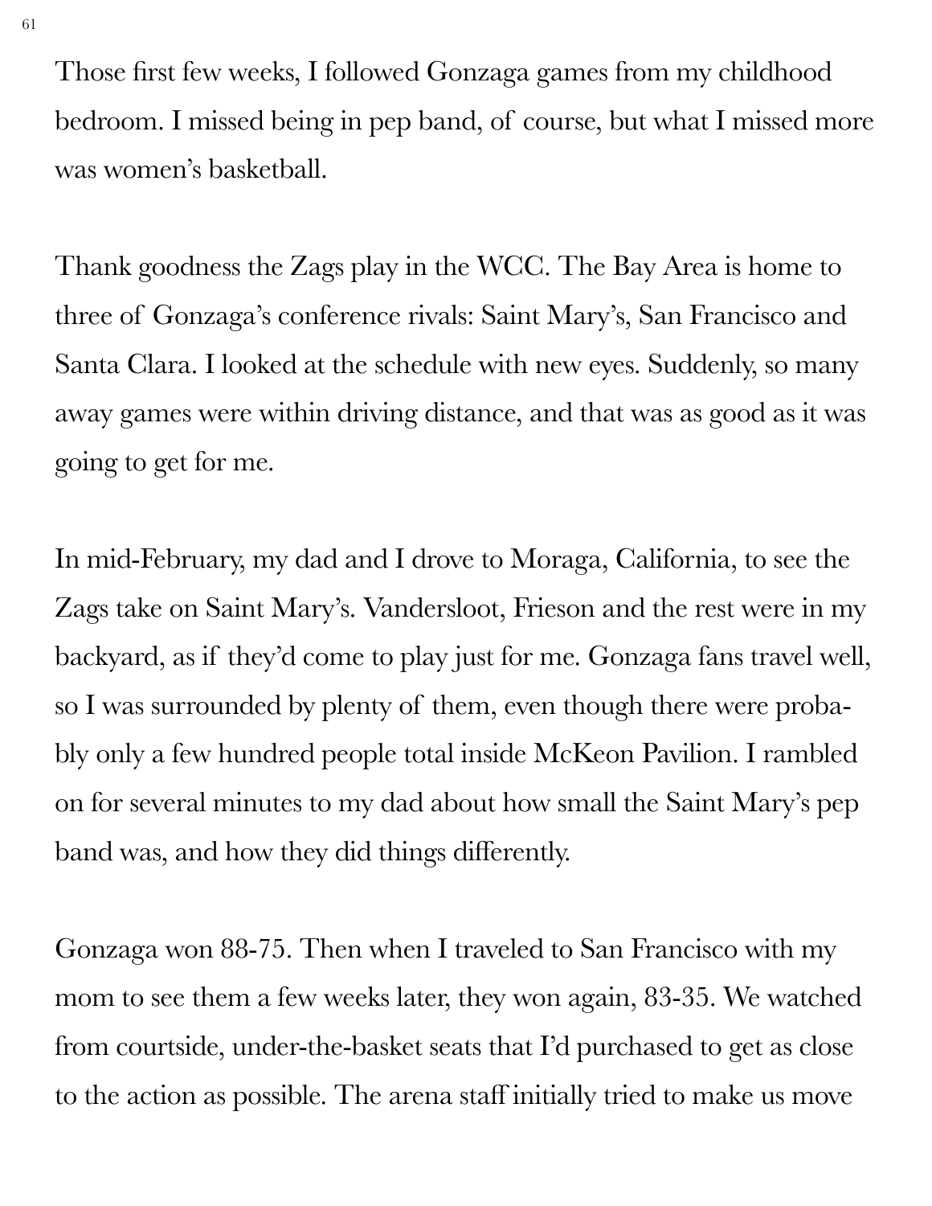Those first few weeks, I followed Gonzaga games from my childhood bedroom. I missed being in pep band, of course, but what I missed more was women's basketball.

Thank goodness the Zags play in the WCC. The Bay Area is home to three of Gonzaga's conference rivals: Saint Mary's, San Francisco and Santa Clara. I looked at the schedule with new eyes. Suddenly, so many away games were within driving distance, and that was as good as it was going to get for me.

In mid-February, my dad and I drove to Moraga, California, to see the Zags take on Saint Mary's. Vandersloot, Frieson and the rest were in my backyard, as if they'd come to play just for me. Gonzaga fans travel well, so I was surrounded by plenty of them, even though there were probably only a few hundred people total inside McKeon Pavilion. I rambled on for several minutes to my dad about how small the Saint Mary's pep band was, and how they did things differently.

Gonzaga won 88-75. Then when I traveled to San Francisco with my mom to see them a few weeks later, they won again, 83-35. We watched from courtside, under-the-basket seats that I'd purchased to get as close to the action as possible. The arena staff initially tried to make us move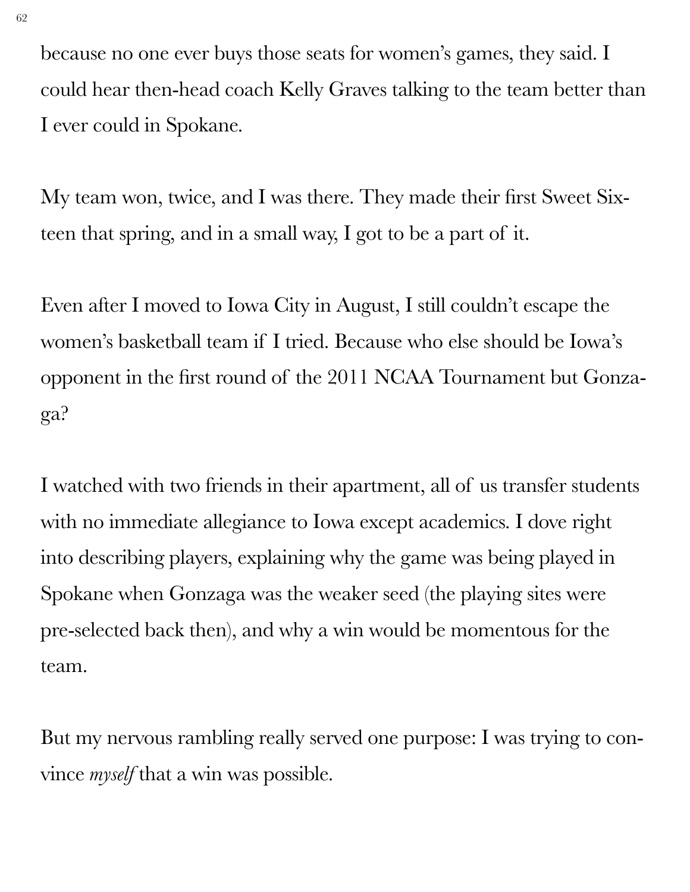because no one ever buys those seats for women's games, they said. I could hear then-head coach Kelly Graves talking to the team better than I ever could in Spokane.

My team won, twice, and I was there. They made their first Sweet Sixteen that spring, and in a small way, I got to be a part of it.

Even after I moved to Iowa City in August, I still couldn't escape the women's basketball team if I tried. Because who else should be Iowa's opponent in the first round of the 2011 NCAA Tournament but Gonzaga?

I watched with two friends in their apartment, all of us transfer students with no immediate allegiance to Iowa except academics. I dove right into describing players, explaining why the game was being played in Spokane when Gonzaga was the weaker seed (the playing sites were pre-selected back then), and why a win would be momentous for the team.

But my nervous rambling really served one purpose: I was trying to convince *myself* that a win was possible.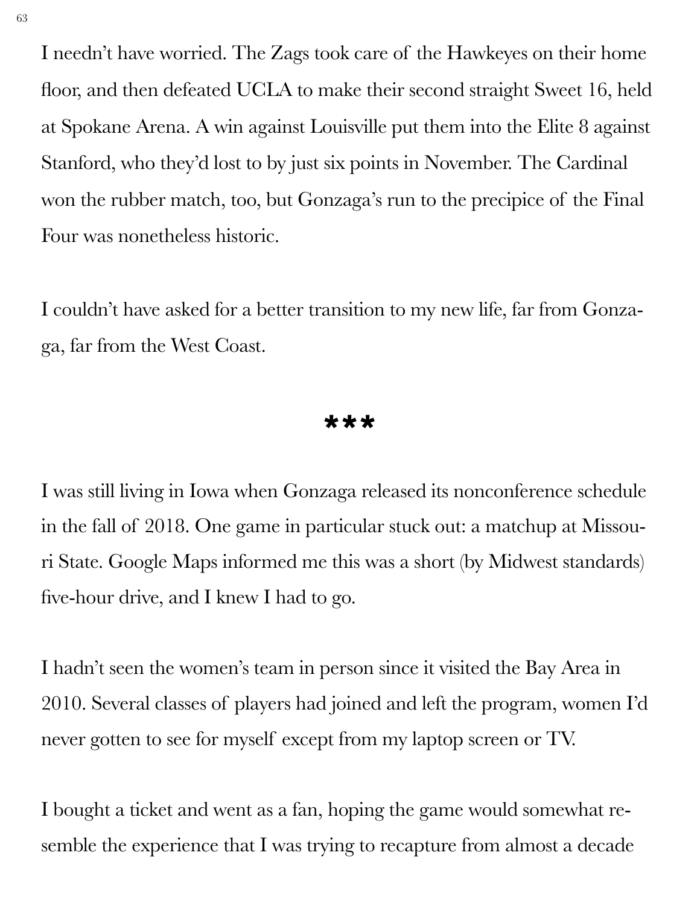I needn't have worried. The Zags took care of the Hawkeyes on their home floor, and then defeated UCLA to make their second straight Sweet 16, held at Spokane Arena. A win against Louisville put them into the Elite 8 against Stanford, who they'd lost to by just six points in November. The Cardinal won the rubber match, too, but Gonzaga's run to the precipice of the Final Four was nonetheless historic.

I couldn't have asked for a better transition to my new life, far from Gonzaga, far from the West Coast.

***

I was still living in Iowa when Gonzaga released its nonconference schedule in the fall of 2018. One game in particular stuck out: a matchup at Missouri State. Google Maps informed me this was a short (by Midwest standards) five-hour drive, and I knew I had to go.

I hadn't seen the women's team in person since it visited the Bay Area in 2010. Several classes of players had joined and left the program, women I'd never gotten to see for myself except from my laptop screen or TV.

I bought a ticket and went as a fan, hoping the game would somewhat resemble the experience that I was trying to recapture from almost a decade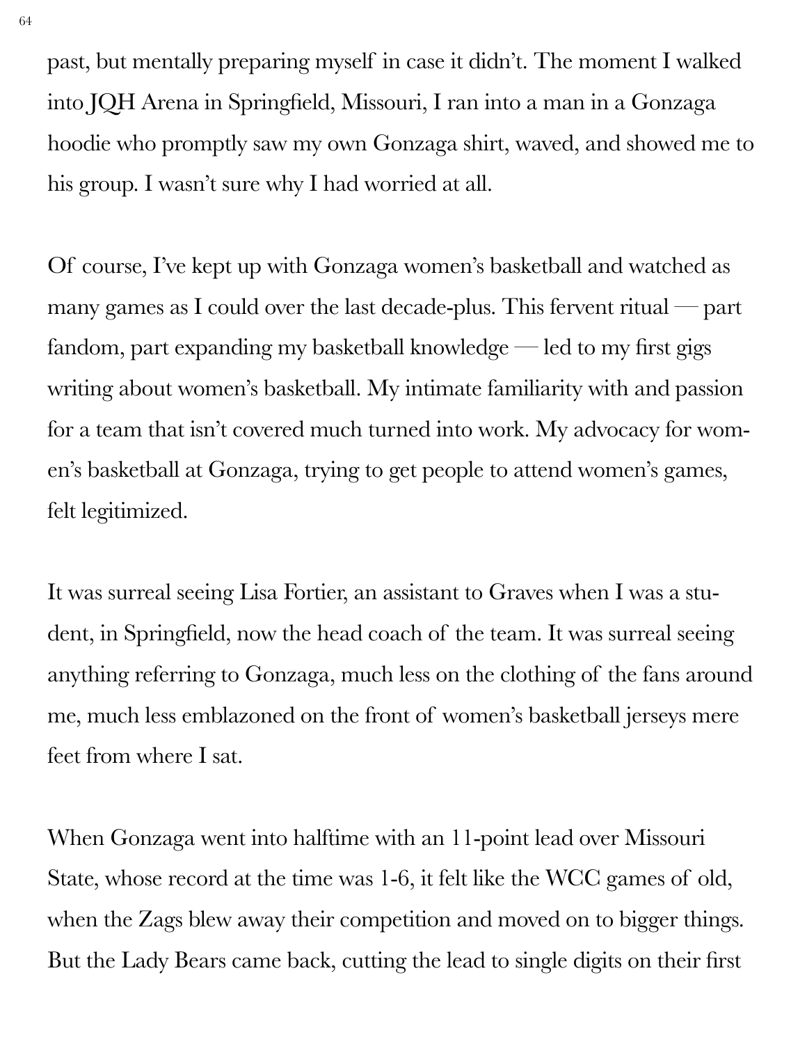past, but mentally preparing myself in case it didn't. The moment I walked into JQH Arena in Springfield, Missouri, I ran into a man in a Gonzaga hoodie who promptly saw my own Gonzaga shirt, waved, and showed me to his group. I wasn't sure why I had worried at all.

Of course, I've kept up with Gonzaga women's basketball and watched as many games as I could over the last decade-plus. This fervent ritual — part fandom, part expanding my basketball knowledge — led to my first gigs writing about women's basketball. My intimate familiarity with and passion for a team that isn't covered much turned into work. My advocacy for women's basketball at Gonzaga, trying to get people to attend women's games, felt legitimized.

It was surreal seeing Lisa Fortier, an assistant to Graves when I was a student, in Springfield, now the head coach of the team. It was surreal seeing anything referring to Gonzaga, much less on the clothing of the fans around me, much less emblazoned on the front of women's basketball jerseys mere feet from where I sat.

When Gonzaga went into halftime with an 11-point lead over Missouri State, whose record at the time was 1-6, it felt like the WCC games of old, when the Zags blew away their competition and moved on to bigger things. But the Lady Bears came back, cutting the lead to single digits on their first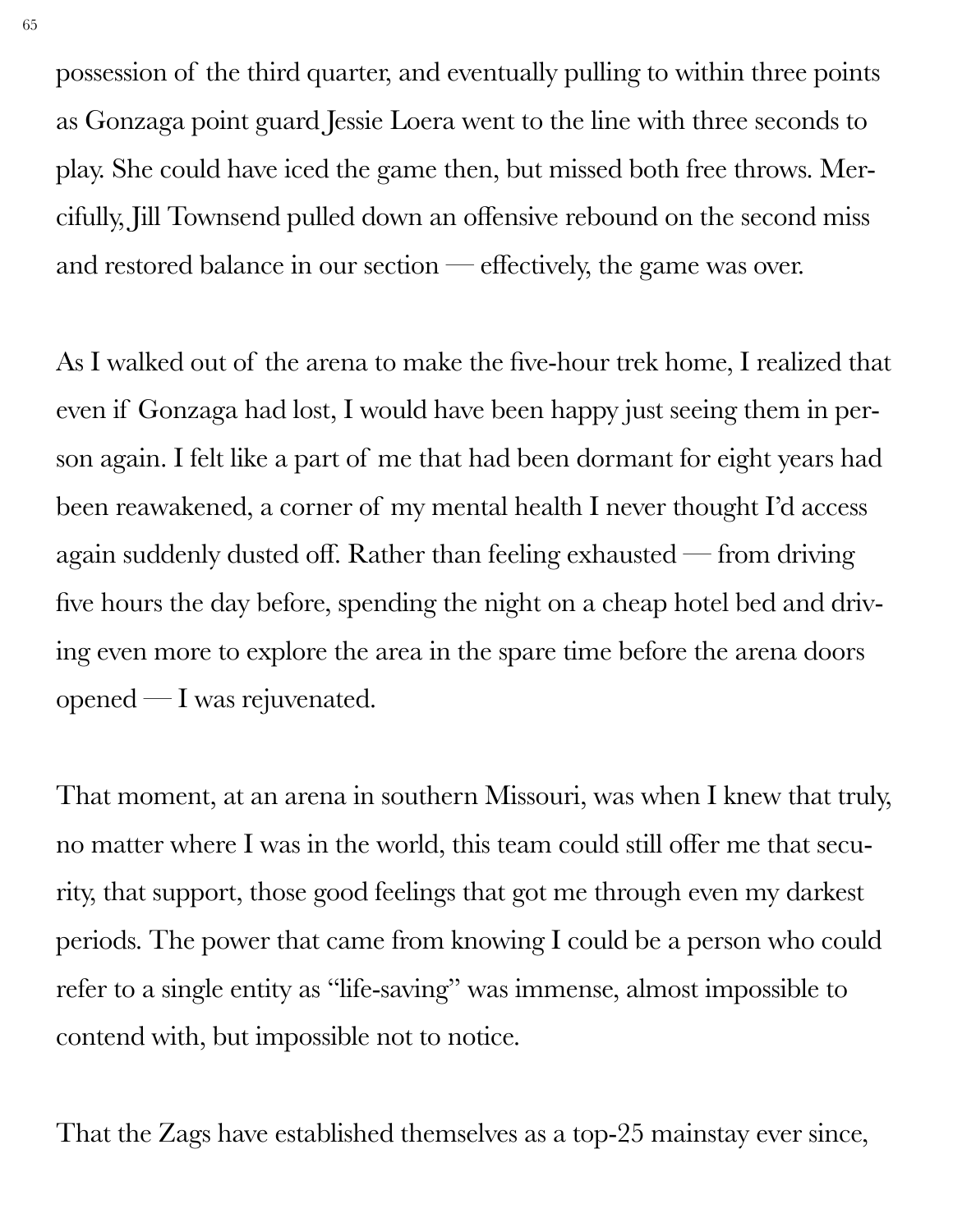possession of the third quarter, and eventually pulling to within three points as Gonzaga point guard Jessie Loera went to the line with three seconds to play. She could have iced the game then, but missed both free throws. Mercifully, Jill Townsend pulled down an offensive rebound on the second miss and restored balance in our section — effectively, the game was over.

As I walked out of the arena to make the five-hour trek home, I realized that even if Gonzaga had lost, I would have been happy just seeing them in person again. I felt like a part of me that had been dormant for eight years had been reawakened, a corner of my mental health I never thought I'd access again suddenly dusted off. Rather than feeling exhausted — from driving five hours the day before, spending the night on a cheap hotel bed and driving even more to explore the area in the spare time before the arena doors opened — I was rejuvenated.

That moment, at an arena in southern Missouri, was when I knew that truly, no matter where I was in the world, this team could still offer me that security, that support, those good feelings that got me through even my darkest periods. The power that came from knowing I could be a person who could refer to a single entity as "life-saving" was immense, almost impossible to contend with, but impossible not to notice.

That the Zags have established themselves as a top-25 mainstay ever since,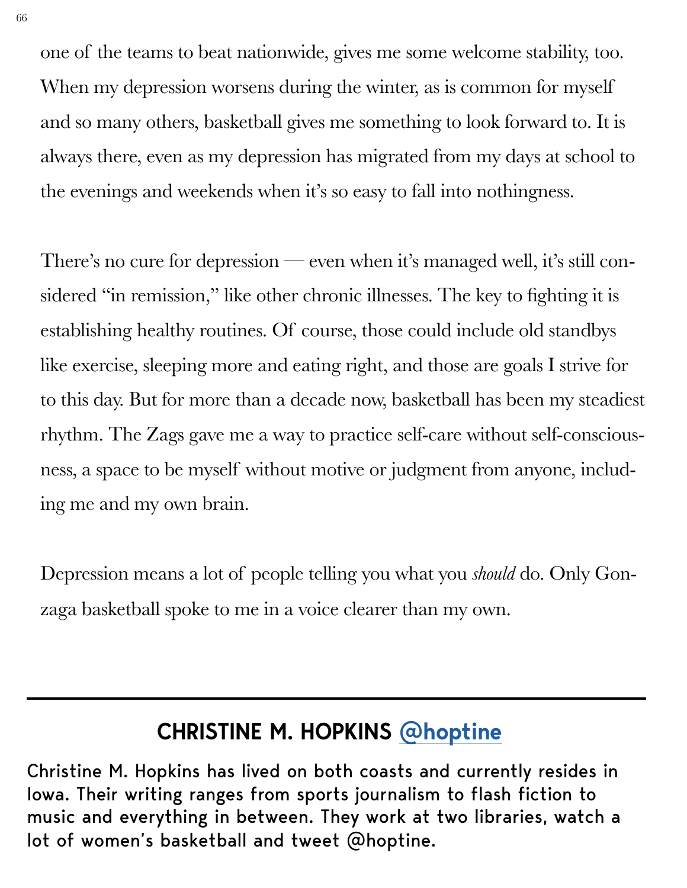one of the teams to beat nationwide, gives me some welcome stability, too. When my depression worsens during the winter, as is common for myself and so many others, basketball gives me something to look forward to. It is always there, even as my depression has migrated from my days at school to the evenings and weekends when it's so easy to fall into nothingness.

There's no cure for depression — even when it's managed well, it's still considered "in remission," like other chronic illnesses. The key to fighting it is establishing healthy routines. Of course, those could include old standbys like exercise, sleeping more and eating right, and those are goals I strive for to this day. But for more than a decade now, basketball has been my steadiest rhythm. The Zags gave me a way to practice self-care without self-consciousness, a space to be myself without motive or judgment from anyone, including me and my own brain.

Depression means a lot of people telling you what you *should* do. Only Gonzaga basketball spoke to me in a voice clearer than my own.

---

## CHRISTINE M. HOPKINS @hoptine

Christine M. Hopkins has lived on both coasts and currently resides in Iowa. Their writing ranges from sports journalism to flash fiction to music and everything in between. They work at two libraries, watch a lot of women's basketball and tweet @hoptine.